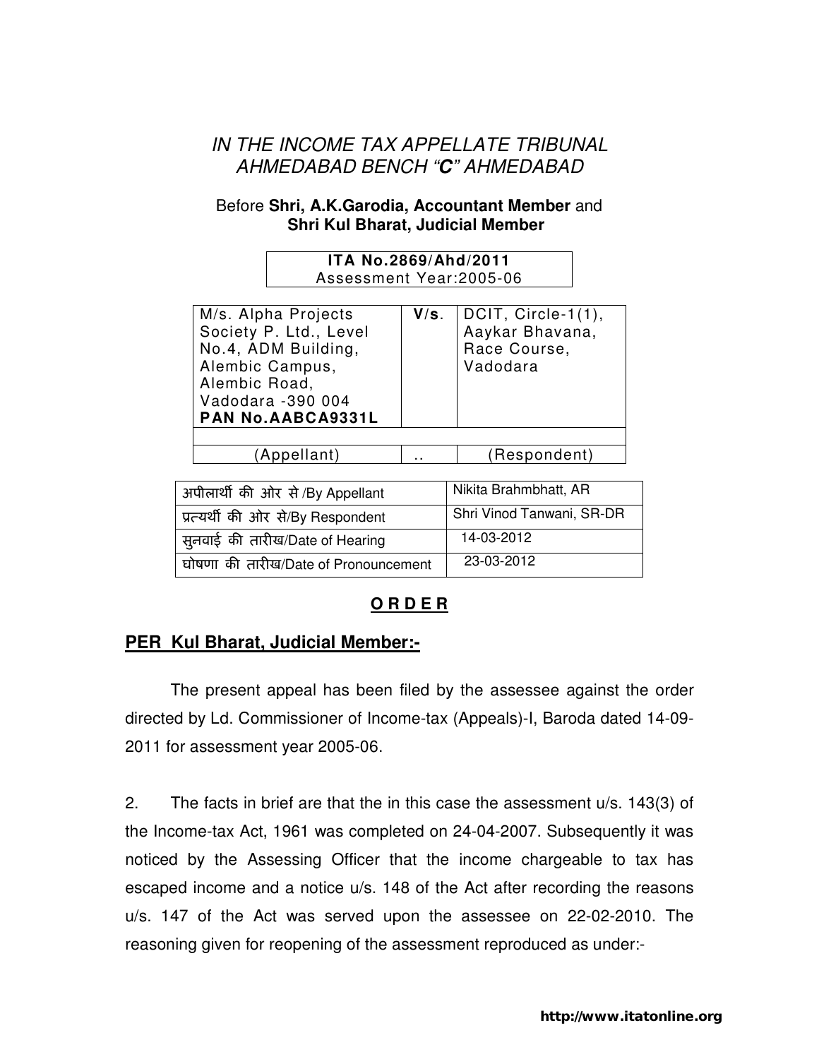# IN THE INCOME TAX APPELLATE TRIBUNAL
# AHMEDABAD BENCH "*C*" AHMEDABAD

Before **Shri, A.K.Garodia, Accountant Member** and **Shri Kul Bharat, Judicial Member**

**ITA No.2869/Ahd/2011**
Assessment Year:2005-06

| M/s. Alpha Projects Society P. Ltd., Level No.4, ADM Building, Alembic Campus, Alembic Road, Vadodara -390 004 **PAN No.AABCA9331L** | **V/s**. | DCIT, Circle-1(1), Aaykar Bhavana, Race Course, Vadodara |
|---|---|---|
| (Appellant) | .. | (Respondent) |

| अपीलार्थी की ओर से /By Appellant | Nikita Brahmbhatt, AR |
|---|---|
| प्रत्यर्थी की ओर से/By Respondent | Shri Vinod Tanwani, SR-DR |
| सुनवाई की तारीख/Date of Hearing | 14-03-2012 |
| घोषणा की तारीख/Date of Pronouncement | 23-03-2012 |

## O R D E R

**PER Kul Bharat, Judicial Member:-**

The present appeal has been filed by the assessee against the order directed by Ld. Commissioner of Income-tax (Appeals)-I, Baroda dated 14-09-2011 for assessment year 2005-06.

2. The facts in brief are that the in this case the assessment u/s. 143(3) of the Income-tax Act, 1961 was completed on 24-04-2007. Subsequently it was noticed by the Assessing Officer that the income chargeable to tax has escaped income and a notice u/s. 148 of the Act after recording the reasons u/s. 147 of the Act was served upon the assessee on 22-02-2010. The reasoning given for reopening of the assessment reproduced as under:-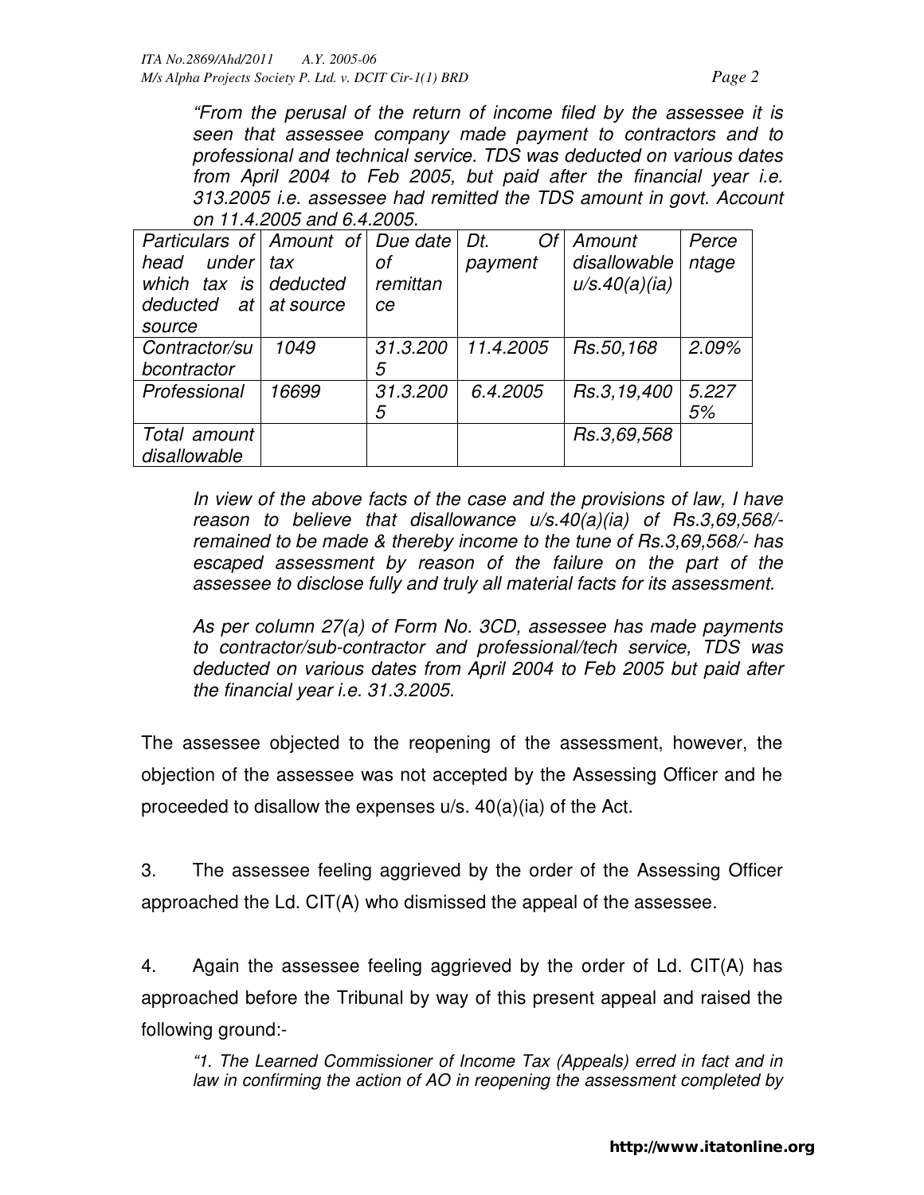*"From the perusal of the return of income filed by the assessee it is seen that assessee company made payment to contractors and to professional and technical service. TDS was deducted on various dates from April 2004 to Feb 2005, but paid after the financial year i.e. 313.2005 i.e. assessee had remitted the TDS amount in govt. Account on 11.4.2005 and 6.4.2005.*

| *Particulars of head under which tax is deducted at source* | *Amount of tax deducted at source* | *Due date of remittance* | *Dt. Of payment* | *Amount disallowable u/s.40(a)(ia)* | *Percentage* |
|---|---|---|---|---|---|
| *Contractor/subcontractor* | *1049* | *31.3.2005* | *11.4.2005* | *Rs.50,168* | *2.09%* |
| *Professional* | *16699* | *31.3.2005* | *6.4.2005* | *Rs.3,19,400* | *5.2275%* |
| *Total amount disallowable* | | | | *Rs.3,69,568* | |

*In view of the above facts of the case and the provisions of law, I have reason to believe that disallowance u/s.40(a)(ia) of Rs.3,69,568/- remained to be made & thereby income to the tune of Rs.3,69,568/- has escaped assessment by reason of the failure on the part of the assessee to disclose fully and truly all material facts for its assessment.*

*As per column 27(a) of Form No. 3CD, assessee has made payments to contractor/sub-contractor and professional/tech service, TDS was deducted on various dates from April 2004 to Feb 2005 but paid after the financial year i.e. 31.3.2005.*

The assessee objected to the reopening of the assessment, however, the objection of the assessee was not accepted by the Assessing Officer and he proceeded to disallow the expenses u/s. 40(a)(ia) of the Act.

3. The assessee feeling aggrieved by the order of the Assessing Officer approached the Ld. CIT(A) who dismissed the appeal of the assessee.

4. Again the assessee feeling aggrieved by the order of Ld. CIT(A) has approached before the Tribunal by way of this present appeal and raised the following ground:-

*"1. The Learned Commissioner of Income Tax (Appeals) erred in fact and in law in confirming the action of AO in reopening the assessment completed by*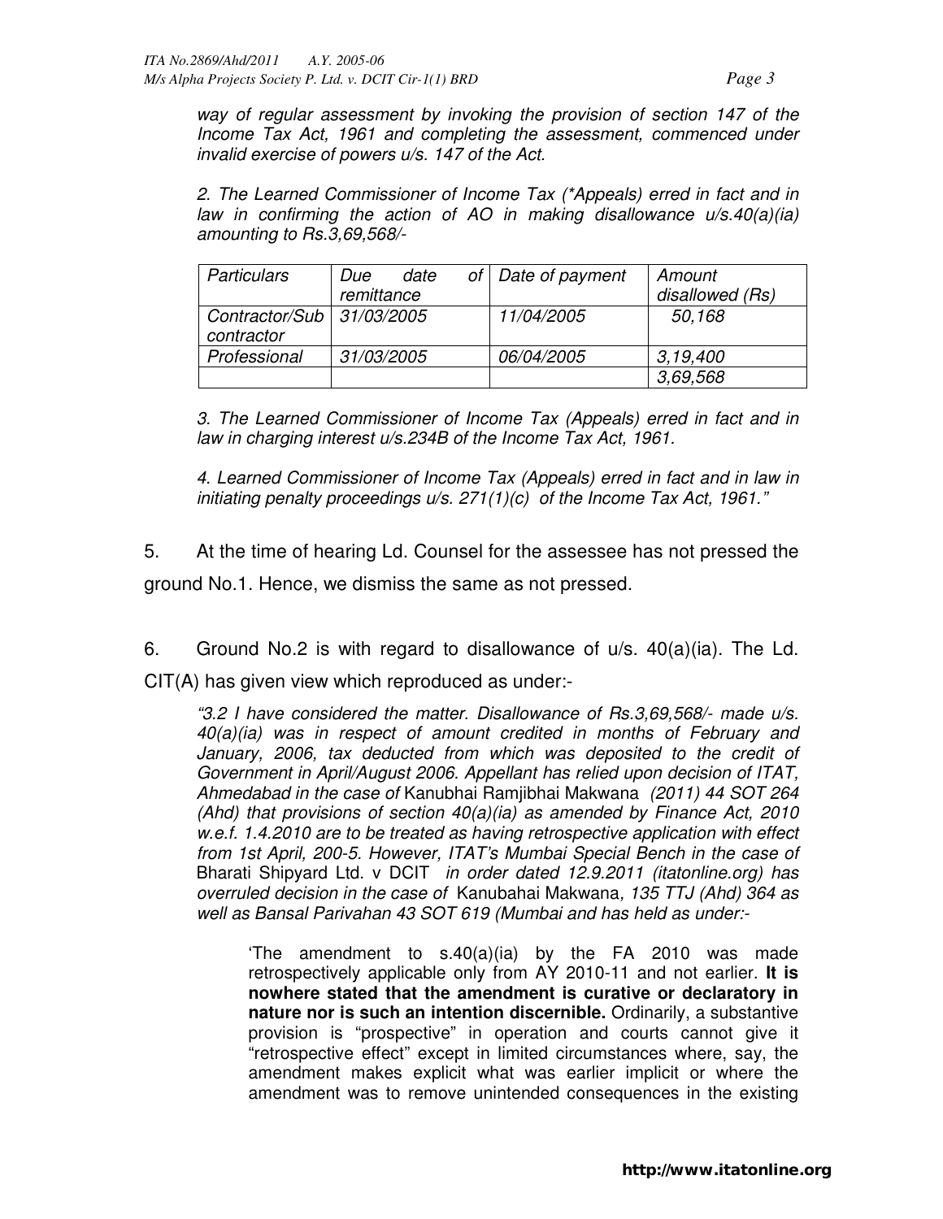*way of regular assessment by invoking the provision of section 147 of the Income Tax Act, 1961 and completing the assessment, commenced under invalid exercise of powers u/s. 147 of the Act.*

*2. The Learned Commissioner of Income Tax (*Appeals) erred in fact and in law in confirming the action of AO in making disallowance u/s.40(a)(ia) amounting to Rs.3,69,568/-*

| *Particulars* | *Due date of remittance* | *Date of payment* | *Amount disallowed (Rs)* |
|---|---|---|---|
| *Contractor/Sub contractor* | *31/03/2005* | *11/04/2005* | *50,168* |
| *Professional* | *31/03/2005* | *06/04/2005* | *3,19,400* |
| | | | *3,69,568* |

*3. The Learned Commissioner of Income Tax (Appeals) erred in fact and in law in charging interest u/s.234B of the Income Tax Act, 1961.*

*4. Learned Commissioner of Income Tax (Appeals) erred in fact and in law in initiating penalty proceedings u/s. 271(1)(c) of the Income Tax Act, 1961."*

5. At the time of hearing Ld. Counsel for the assessee has not pressed the ground No.1. Hence, we dismiss the same as not pressed.

6. Ground No.2 is with regard to disallowance of u/s. 40(a)(ia). The Ld. CIT(A) has given view which reproduced as under:-

> *"3.2 I have considered the matter. Disallowance of Rs.3,69,568/- made u/s. 40(a)(ia) was in respect of amount credited in months of February and January, 2006, tax deducted from which was deposited to the credit of Government in April/August 2006. Appellant has relied upon decision of ITAT, Ahmedabad in the case of* Kanubhai Ramjibhai Makwana *(2011) 44 SOT 264 (Ahd) that provisions of section 40(a)(ia) as amended by Finance Act, 2010 w.e.f. 1.4.2010 are to be treated as having retrospective application with effect from 1st April, 200-5. However, ITAT's Mumbai Special Bench in the case of* Bharati Shipyard Ltd. v DCIT *in order dated 12.9.2011 (itatonline.org) has overruled decision in the case of* Kanubahai Makwana*, 135 TTJ (Ahd) 364 as well as Bansal Parivahan 43 SOT 619 (Mumbai and has held as under:-*
>
> > 'The amendment to s.40(a)(ia) by the FA 2010 was made retrospectively applicable only from AY 2010-11 and not earlier. **It is nowhere stated that the amendment is curative or declaratory in nature nor is such an intention discernible.** Ordinarily, a substantive provision is "prospective" in operation and courts cannot give it "retrospective effect" except in limited circumstances where, say, the amendment makes explicit what was earlier implicit or where the amendment was to remove unintended consequences in the existing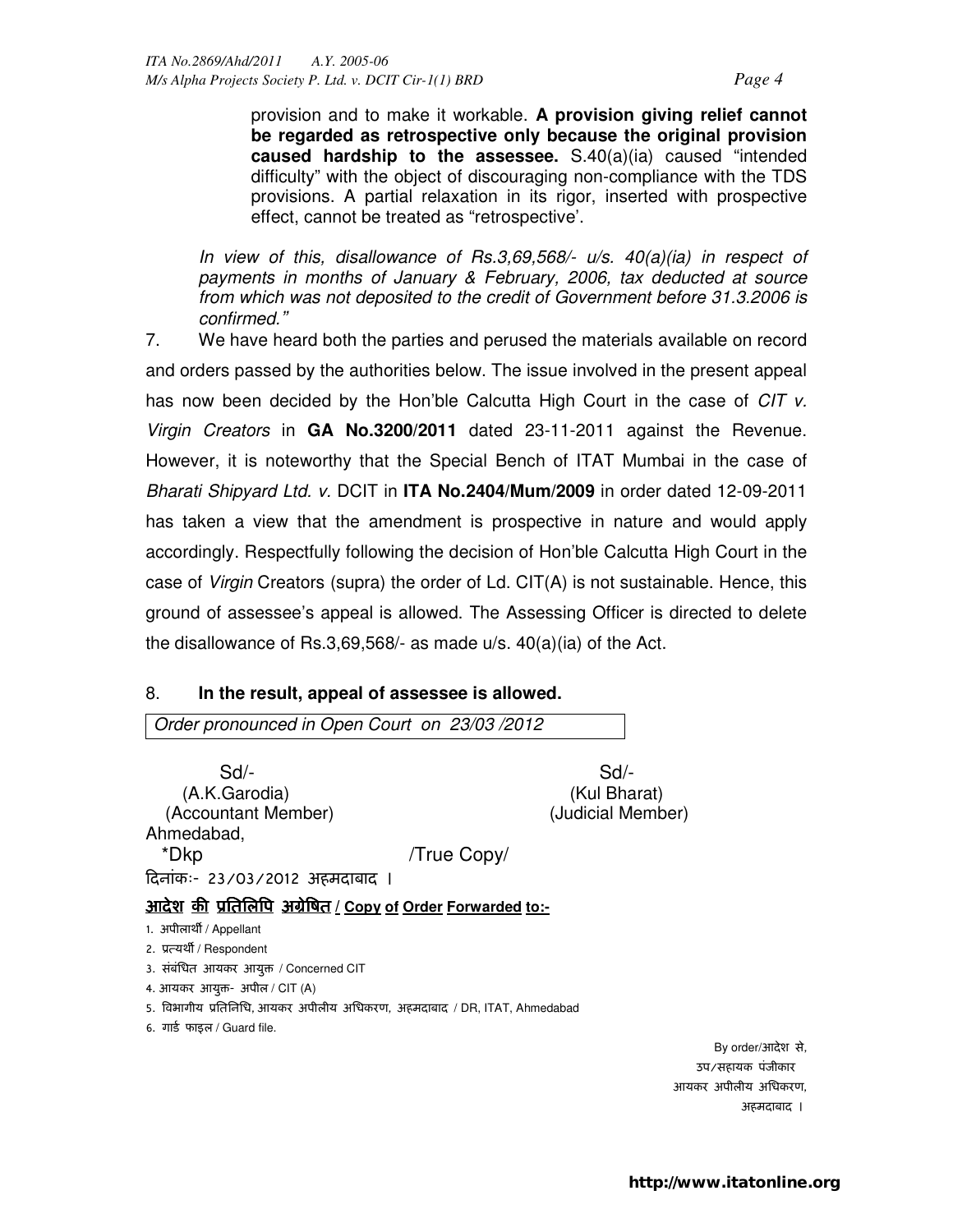provision and to make it workable. **A provision giving relief cannot be regarded as retrospective only because the original provision caused hardship to the assessee.** S.40(a)(ia) caused "intended difficulty" with the object of discouraging non-compliance with the TDS provisions. A partial relaxation in its rigor, inserted with prospective effect, cannot be treated as "retrospective'.

*In view of this, disallowance of Rs.3,69,568/- u/s. 40(a)(ia) in respect of payments in months of January & February, 2006, tax deducted at source from which was not deposited to the credit of Government before 31.3.2006 is confirmed."*

7. We have heard both the parties and perused the materials available on record and orders passed by the authorities below. The issue involved in the present appeal has now been decided by the Hon'ble Calcutta High Court in the case of *CIT v. Virgin Creators* in **GA No.3200/2011** dated 23-11-2011 against the Revenue. However, it is noteworthy that the Special Bench of ITAT Mumbai in the case of *Bharati Shipyard Ltd. v.* DCIT in **ITA No.2404/Mum/2009** in order dated 12-09-2011 has taken a view that the amendment is prospective in nature and would apply accordingly. Respectfully following the decision of Hon'ble Calcutta High Court in the case of *Virgin* Creators (supra) the order of Ld. CIT(A) is not sustainable. Hence, this ground of assessee's appeal is allowed. The Assessing Officer is directed to delete the disallowance of Rs.3,69,568/- as made u/s. 40(a)(ia) of the Act.

8. **In the result, appeal of assessee is allowed.**

*Order pronounced in Open Court on 23/03 /2012*

| Sd/- | Sd/- |
|---|---|
| (A.K.Garodia) | (Kul Bharat) |
| (Accountant Member) | (Judicial Member) |

Ahmedabad,
*Dkp /True Copy/

दिनांकः- 23/03/2012 अहमदाबाद ।

**आदेश की प्रतिलिपि अग्रेषित / Copy of Order Forwarded to:-**

1. अपीलार्थी / Appellant
2. प्रत्यर्थी / Respondent
3. संबंधित आयकर आयुक्त / Concerned CIT
4. आयकर आयुक्त- अपील / CIT (A)
5. विभागीय प्रतिनिधि, आयकर अपीलीय अधिकरण, अहमदाबाद / DR, ITAT, Ahmedabad
6. गार्ड फाइल / Guard file.

By order/आदेश से,
उप/सहायक पंजीकार
आयकर अपीलीय अधिकरण,
अहमदाबाद ।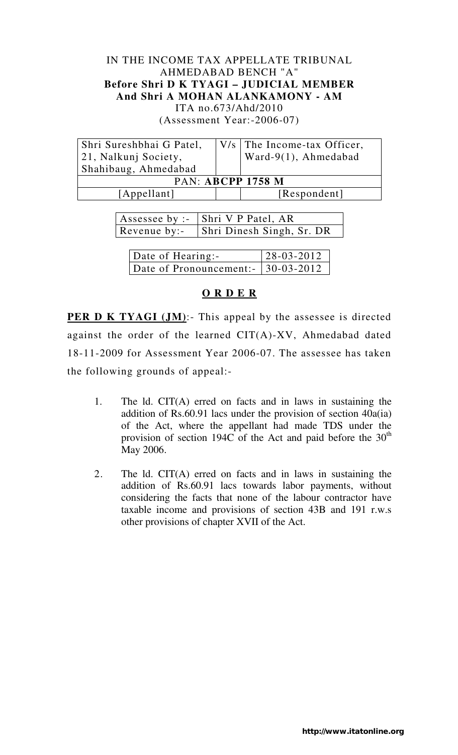IN THE INCOME TAX APPELLATE TRIBUNAL
AHMEDABAD BENCH "A"
**Before Shri D K TYAGI – JUDICIAL MEMBER**
**And Shri A MOHAN ALANKAMONY - AM**
ITA no.673/Ahd/2010
(Assessment Year:-2006-07)

| Shri Sureshbhai G Patel, 21, Nalkunj Society, Shahibaug, Ahmedabad | V/s | The Income-tax Officer, Ward-9(1), Ahmedabad |
|---|---|---|
| PAN: **ABCPP 1758 M** | | |
| [Appellant] | | [Respondent] |

| Assessee by :- | Shri V P Patel, AR |
|---|---|
| Revenue by:- | Shri Dinesh Singh, Sr. DR |

| Date of Hearing:- | 28-03-2012 |
|---|---|
| Date of Pronouncement:- | 30-03-2012 |

## O R D E R

**PER D K TYAGI (JM)**:- This appeal by the assessee is directed against the order of the learned CIT(A)-XV, Ahmedabad dated 18-11-2009 for Assessment Year 2006-07. The assessee has taken the following grounds of appeal:-

1. The ld. CIT(A) erred on facts and in laws in sustaining the addition of Rs.60.91 lacs under the provision of section 40a(ia) of the Act, where the appellant had made TDS under the provision of section 194C of the Act and paid before the 30th May 2006.

2. The ld. CIT(A) erred on facts and in laws in sustaining the addition of Rs.60.91 lacs towards labor payments, without considering the facts that none of the labour contractor have taxable income and provisions of section 43B and 191 r.w.s other provisions of chapter XVII of the Act.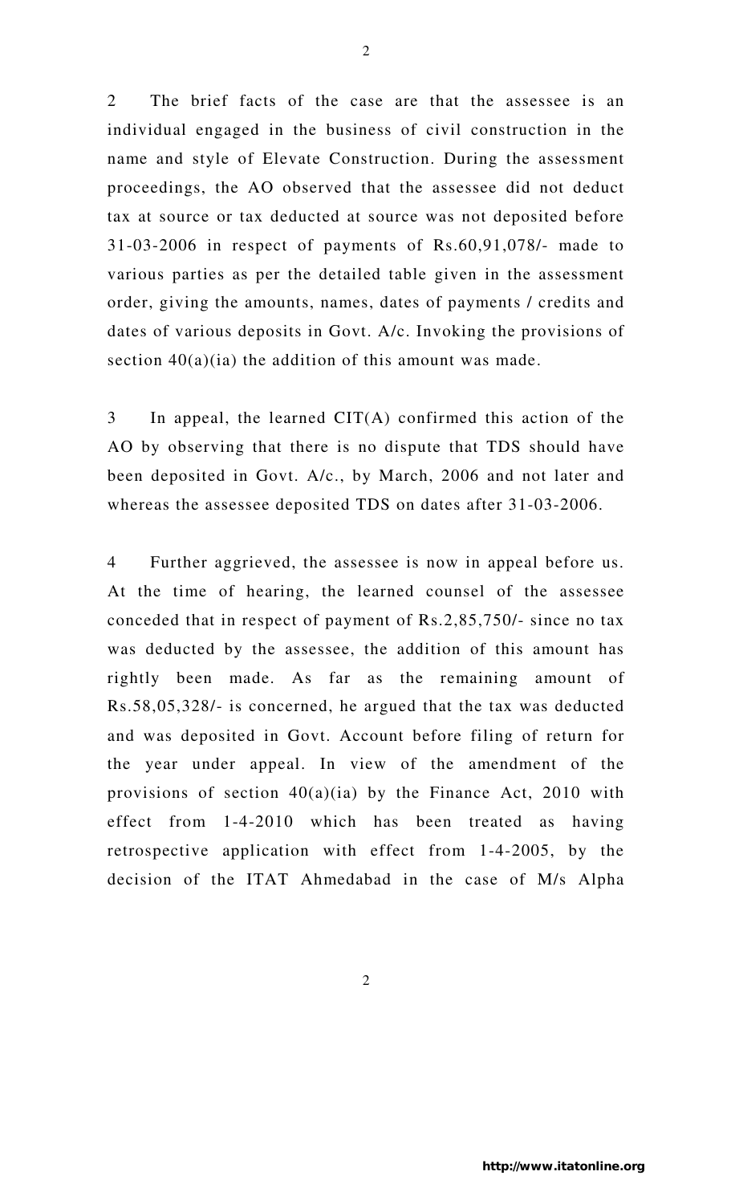2 The brief facts of the case are that the assessee is an individual engaged in the business of civil construction in the name and style of Elevate Construction. During the assessment proceedings, the AO observed that the assessee did not deduct tax at source or tax deducted at source was not deposited before 31-03-2006 in respect of payments of Rs.60,91,078/- made to various parties as per the detailed table given in the assessment order, giving the amounts, names, dates of payments / credits and dates of various deposits in Govt. A/c. Invoking the provisions of section 40(a)(ia) the addition of this amount was made.

3 In appeal, the learned CIT(A) confirmed this action of the AO by observing that there is no dispute that TDS should have been deposited in Govt. A/c., by March, 2006 and not later and whereas the assessee deposited TDS on dates after 31-03-2006.

4 Further aggrieved, the assessee is now in appeal before us. At the time of hearing, the learned counsel of the assessee conceded that in respect of payment of Rs.2,85,750/- since no tax was deducted by the assessee, the addition of this amount has rightly been made. As far as the remaining amount of Rs.58,05,328/- is concerned, he argued that the tax was deducted and was deposited in Govt. Account before filing of return for the year under appeal. In view of the amendment of the provisions of section 40(a)(ia) by the Finance Act, 2010 with effect from 1-4-2010 which has been treated as having retrospective application with effect from 1-4-2005, by the decision of the ITAT Ahmedabad in the case of M/s Alpha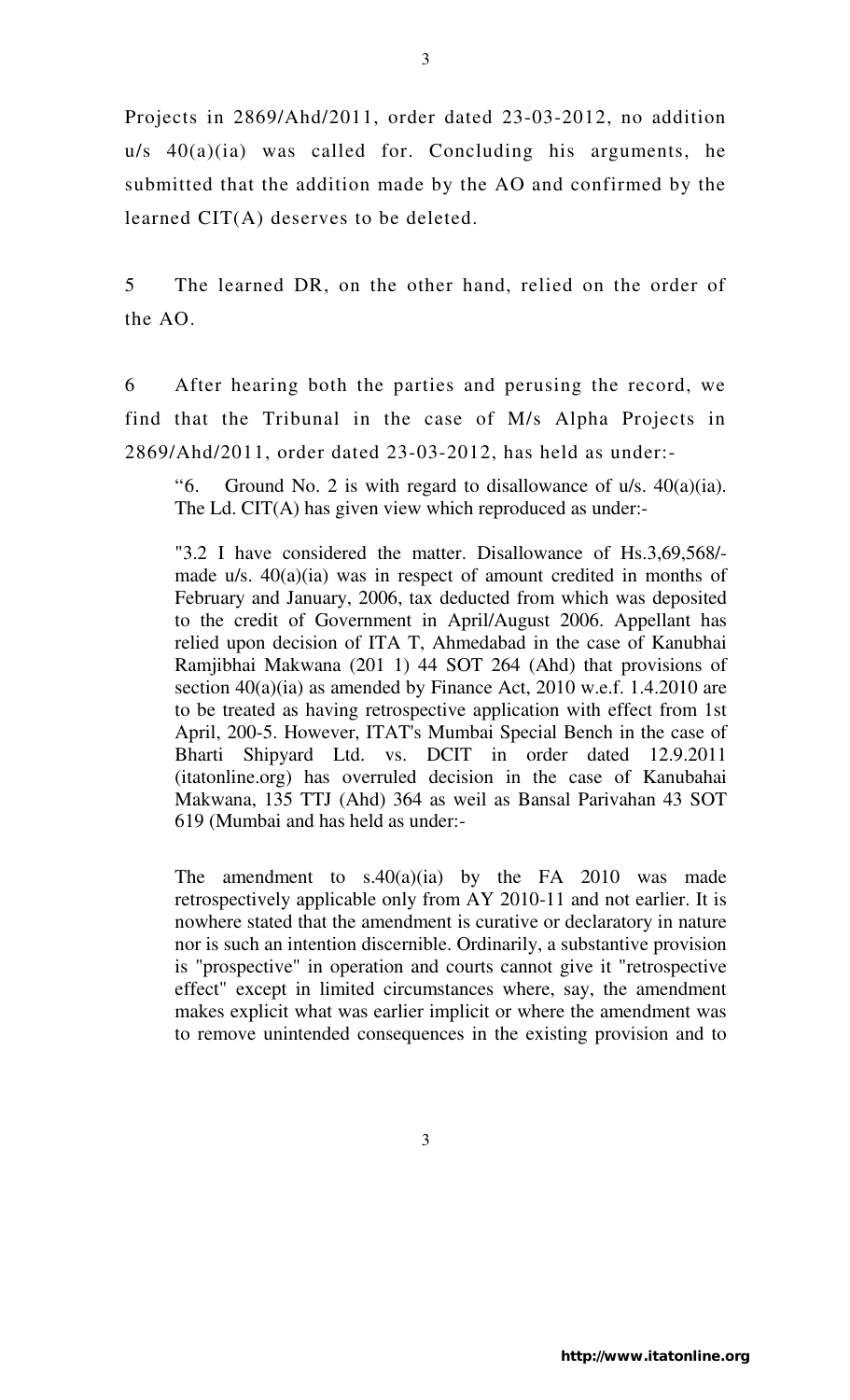Projects in 2869/Ahd/2011, order dated 23-03-2012, no addition u/s 40(a)(ia) was called for. Concluding his arguments, he submitted that the addition made by the AO and confirmed by the learned CIT(A) deserves to be deleted.

5 The learned DR, on the other hand, relied on the order of the AO.

6 After hearing both the parties and perusing the record, we find that the Tribunal in the case of M/s Alpha Projects in 2869/Ahd/2011, order dated 23-03-2012, has held as under:-

> "6. Ground No. 2 is with regard to disallowance of u/s. 40(a)(ia). The Ld. CIT(A) has given view which reproduced as under:-
>
> "3.2 I have considered the matter. Disallowance of Hs.3,69,568/- made u/s. 40(a)(ia) was in respect of amount credited in months of February and January, 2006, tax deducted from which was deposited to the credit of Government in April/August 2006. Appellant has relied upon decision of ITA T, Ahmedabad in the case of Kanubhai Ramjibhai Makwana (201 1) 44 SOT 264 (Ahd) that provisions of section 40(a)(ia) as amended by Finance Act, 2010 w.e.f. 1.4.2010 are to be treated as having retrospective application with effect from 1st April, 200-5. However, ITAT's Mumbai Special Bench in the case of Bharti Shipyard Ltd. vs. DCIT in order dated 12.9.2011 (itatonline.org) has overruled decision in the case of Kanubahai Makwana, 135 TTJ (Ahd) 364 as weil as Bansal Parivahan 43 SOT 619 (Mumbai and has held as under:-
>
> The amendment to s.40(a)(ia) by the FA 2010 was made retrospectively applicable only from AY 2010-11 and not earlier. It is nowhere stated that the amendment is curative or declaratory in nature nor is such an intention discernible. Ordinarily, a substantive provision is "prospective" in operation and courts cannot give it "retrospective effect" except in limited circumstances where, say, the amendment makes explicit what was earlier implicit or where the amendment was to remove unintended consequences in the existing provision and to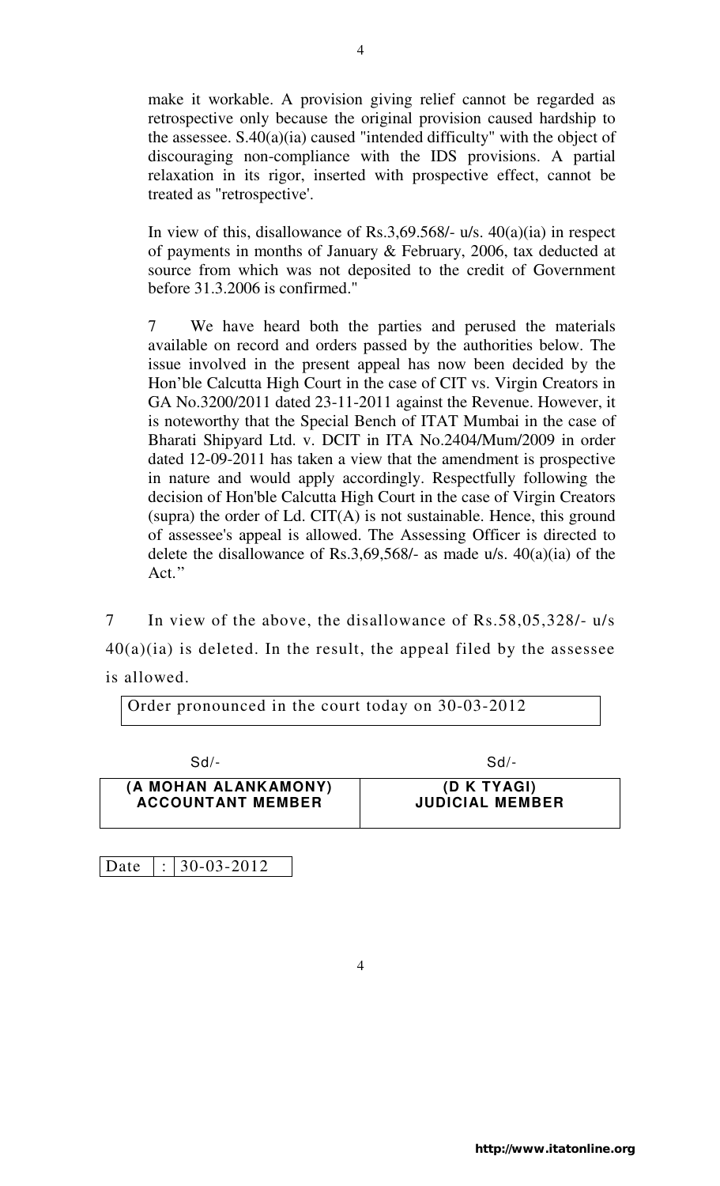make it workable. A provision giving relief cannot be regarded as retrospective only because the original provision caused hardship to the assessee. S.40(a)(ia) caused "intended difficulty" with the object of discouraging non-compliance with the IDS provisions. A partial relaxation in its rigor, inserted with prospective effect, cannot be treated as "retrospective'.

In view of this, disallowance of Rs.3,69.568/- u/s. 40(a)(ia) in respect of payments in months of January & February, 2006, tax deducted at source from which was not deposited to the credit of Government before 31.3.2006 is confirmed."

7 We have heard both the parties and perused the materials available on record and orders passed by the authorities below. The issue involved in the present appeal has now been decided by the Hon'ble Calcutta High Court in the case of CIT vs. Virgin Creators in GA No.3200/2011 dated 23-11-2011 against the Revenue. However, it is noteworthy that the Special Bench of ITAT Mumbai in the case of Bharati Shipyard Ltd. v. DCIT in ITA No.2404/Mum/2009 in order dated 12-09-2011 has taken a view that the amendment is prospective in nature and would apply accordingly. Respectfully following the decision of Hon'ble Calcutta High Court in the case of Virgin Creators (supra) the order of Ld. CIT(A) is not sustainable. Hence, this ground of assessee's appeal is allowed. The Assessing Officer is directed to delete the disallowance of Rs.3,69,568/- as made u/s. 40(a)(ia) of the Act."

7 In view of the above, the disallowance of Rs.58,05,328/- u/s 40(a)(ia) is deleted. In the result, the appeal filed by the assessee is allowed.

Order pronounced in the court today on 30-03-2012

| Sd/- | Sd/- |
|---|---|
| **(A MOHAN ALANKAMONY)**<br>**ACCOUNTANT MEMBER** | **(D K TYAGI)**<br>**JUDICIAL MEMBER** |

Date : 30-03-2012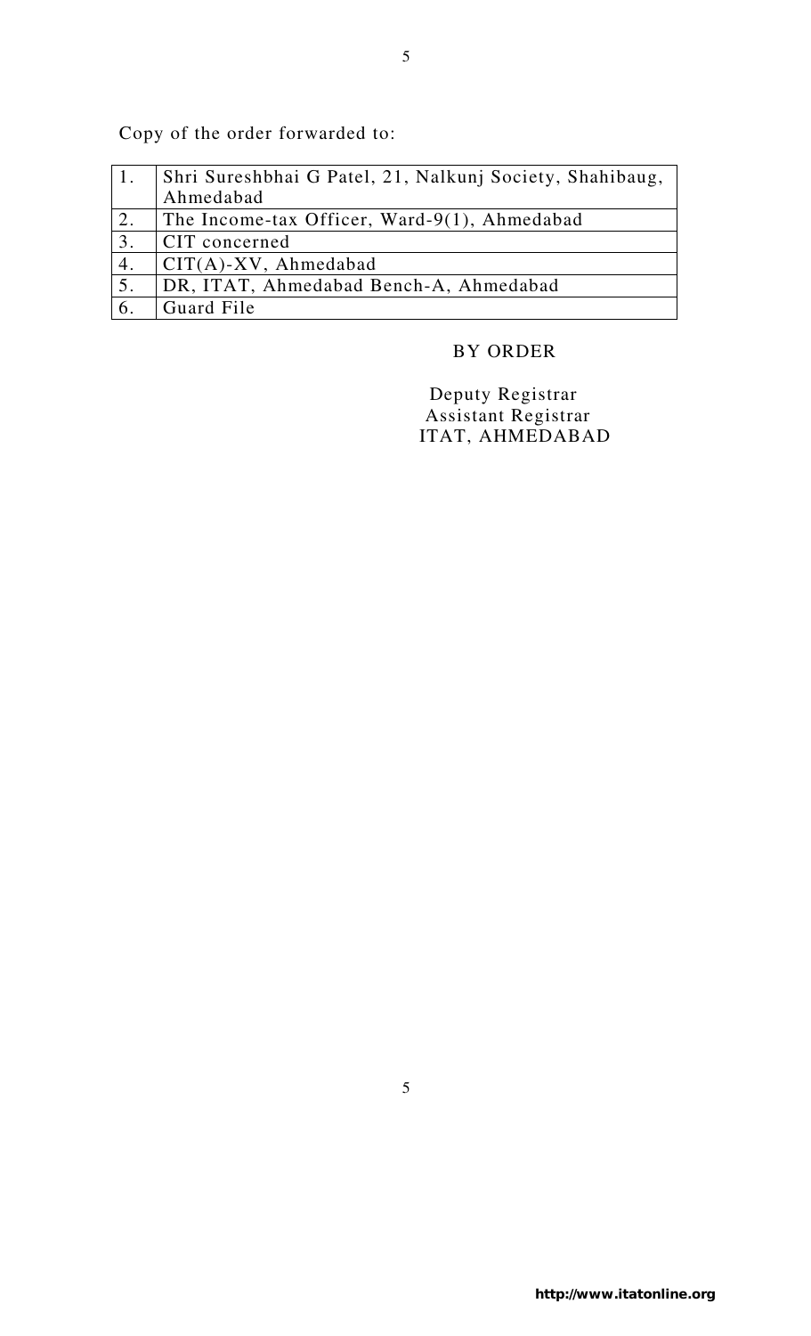Copy of the order forwarded to:

| | |
|---|---|
| 1. | Shri Sureshbhai G Patel, 21, Nalkunj Society, Shahibaug, Ahmedabad |
| 2. | The Income-tax Officer, Ward-9(1), Ahmedabad |
| 3. | CIT concerned |
| 4. | CIT(A)-XV, Ahmedabad |
| 5. | DR, ITAT, Ahmedabad Bench-A, Ahmedabad |
| 6. | Guard File |

BY ORDER

Deputy Registrar
Assistant Registrar
ITAT, AHMEDABAD

http://www.itatonline.org